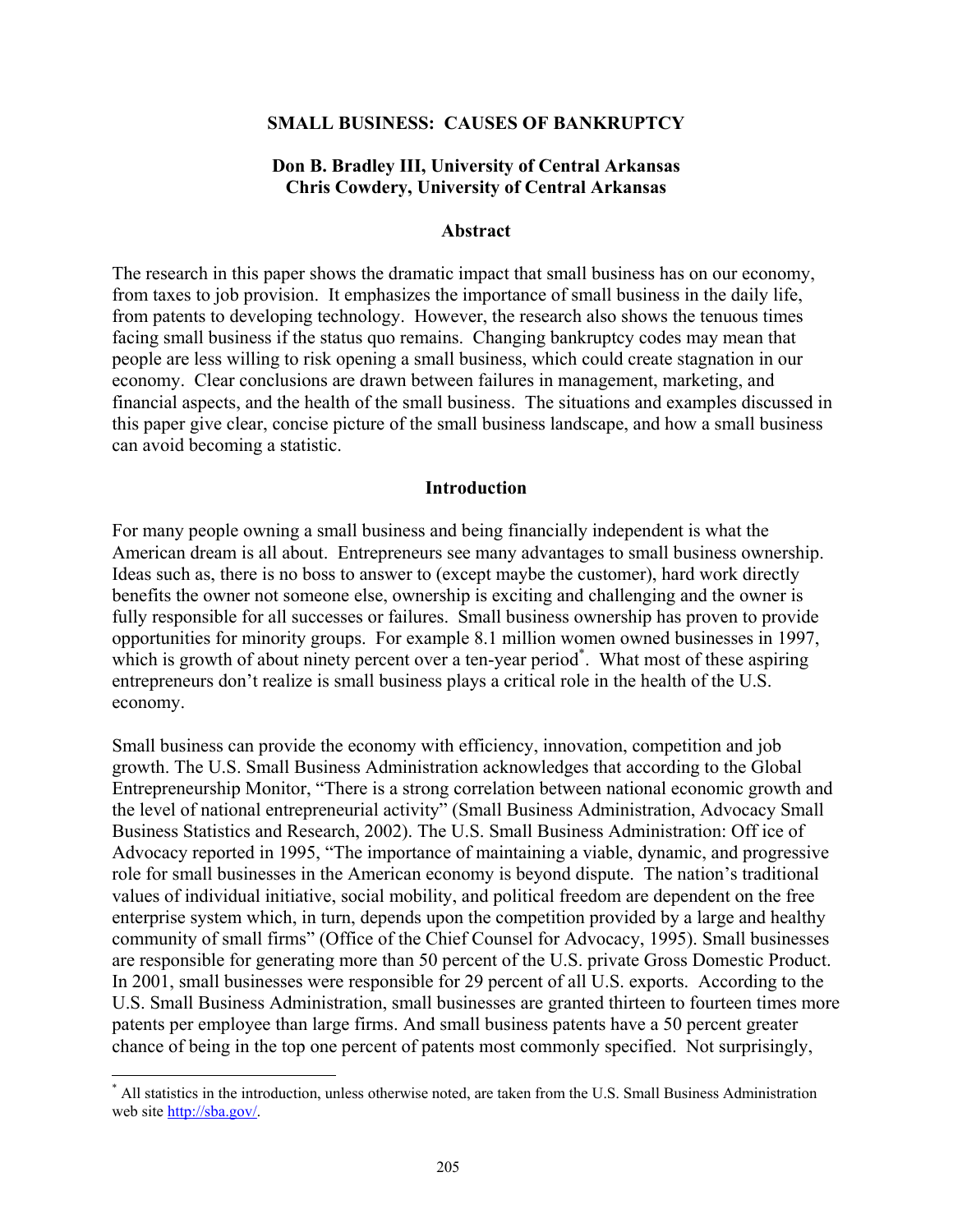# SMALL BUSINESS: CAUSES OF BANKRUPTCY

**Don B. Bradley III, University of Central Arkansas**
**Chris Cowdery, University of Central Arkansas**

## Abstract

The research in this paper shows the dramatic impact that small business has on our economy, from taxes to job provision. It emphasizes the importance of small business in the daily life, from patents to developing technology. However, the research also shows the tenuous times facing small business if the status quo remains. Changing bankruptcy codes may mean that people are less willing to risk opening a small business, which could create stagnation in our economy. Clear conclusions are drawn between failures in management, marketing, and financial aspects, and the health of the small business. The situations and examples discussed in this paper give clear, concise picture of the small business landscape, and how a small business can avoid becoming a statistic.

## Introduction

For many people owning a small business and being financially independent is what the American dream is all about. Entrepreneurs see many advantages to small business ownership. Ideas such as, there is no boss to answer to (except maybe the customer), hard work directly benefits the owner not someone else, ownership is exciting and challenging and the owner is fully responsible for all successes or failures. Small business ownership has proven to provide opportunities for minority groups. For example 8.1 million women owned businesses in 1997, which is growth of about ninety percent over a ten-year period[*]. What most of these aspiring entrepreneurs don't realize is small business plays a critical role in the health of the U.S. economy.

Small business can provide the economy with efficiency, innovation, competition and job growth. The U.S. Small Business Administration acknowledges that according to the Global Entrepreneurship Monitor, "There is a strong correlation between national economic growth and the level of national entrepreneurial activity" (Small Business Administration, Advocacy Small Business Statistics and Research, 2002). The U.S. Small Business Administration: Off ice of Advocacy reported in 1995, "The importance of maintaining a viable, dynamic, and progressive role for small businesses in the American economy is beyond dispute. The nation's traditional values of individual initiative, social mobility, and political freedom are dependent on the free enterprise system which, in turn, depends upon the competition provided by a large and healthy community of small firms" (Office of the Chief Counsel for Advocacy, 1995). Small businesses are responsible for generating more than 50 percent of the U.S. private Gross Domestic Product. In 2001, small businesses were responsible for 29 percent of all U.S. exports. According to the U.S. Small Business Administration, small businesses are granted thirteen to fourteen times more patents per employee than large firms. And small business patents have a 50 percent greater chance of being in the top one percent of patents most commonly specified. Not surprisingly,

[*] All statistics in the introduction, unless otherwise noted, are taken from the U.S. Small Business Administration web site http://sba.gov/.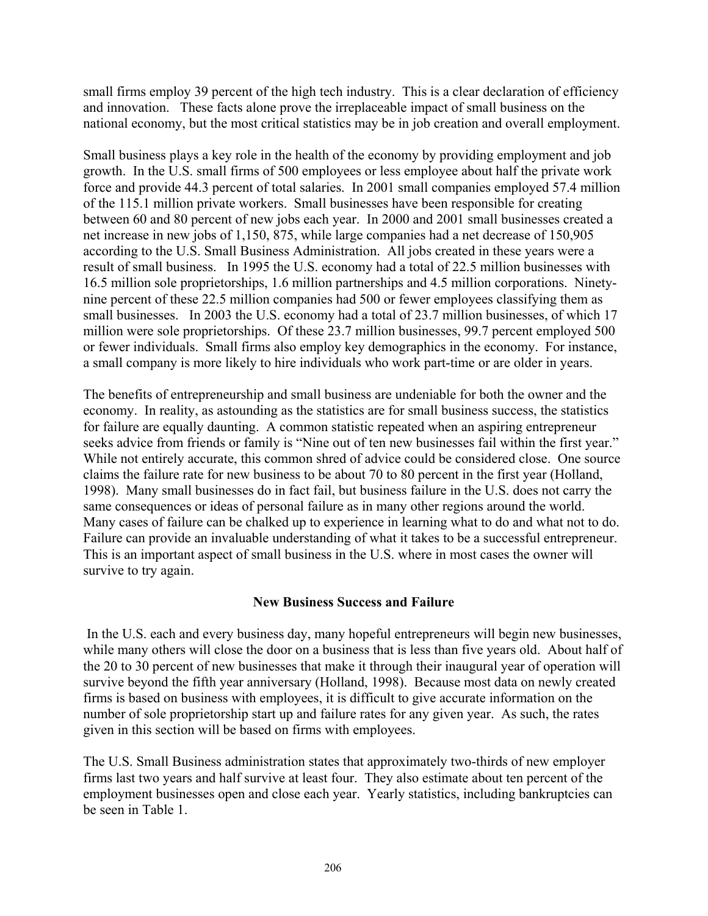small firms employ 39 percent of the high tech industry. This is a clear declaration of efficiency and innovation. These facts alone prove the irreplaceable impact of small business on the national economy, but the most critical statistics may be in job creation and overall employment.

Small business plays a key role in the health of the economy by providing employment and job growth. In the U.S. small firms of 500 employees or less employee about half the private work force and provide 44.3 percent of total salaries. In 2001 small companies employed 57.4 million of the 115.1 million private workers. Small businesses have been responsible for creating between 60 and 80 percent of new jobs each year. In 2000 and 2001 small businesses created a net increase in new jobs of 1,150, 875, while large companies had a net decrease of 150,905 according to the U.S. Small Business Administration. All jobs created in these years were a result of small business. In 1995 the U.S. economy had a total of 22.5 million businesses with 16.5 million sole proprietorships, 1.6 million partnerships and 4.5 million corporations. Ninety-nine percent of these 22.5 million companies had 500 or fewer employees classifying them as small businesses. In 2003 the U.S. economy had a total of 23.7 million businesses, of which 17 million were sole proprietorships. Of these 23.7 million businesses, 99.7 percent employed 500 or fewer individuals. Small firms also employ key demographics in the economy. For instance, a small company is more likely to hire individuals who work part-time or are older in years.

The benefits of entrepreneurship and small business are undeniable for both the owner and the economy. In reality, as astounding as the statistics are for small business success, the statistics for failure are equally daunting. A common statistic repeated when an aspiring entrepreneur seeks advice from friends or family is "Nine out of ten new businesses fail within the first year." While not entirely accurate, this common shred of advice could be considered close. One source claims the failure rate for new business to be about 70 to 80 percent in the first year (Holland, 1998). Many small businesses do in fact fail, but business failure in the U.S. does not carry the same consequences or ideas of personal failure as in many other regions around the world. Many cases of failure can be chalked up to experience in learning what to do and what not to do. Failure can provide an invaluable understanding of what it takes to be a successful entrepreneur. This is an important aspect of small business in the U.S. where in most cases the owner will survive to try again.

**New Business Success and Failure**

In the U.S. each and every business day, many hopeful entrepreneurs will begin new businesses, while many others will close the door on a business that is less than five years old. About half of the 20 to 30 percent of new businesses that make it through their inaugural year of operation will survive beyond the fifth year anniversary (Holland, 1998). Because most data on newly created firms is based on business with employees, it is difficult to give accurate information on the number of sole proprietorship start up and failure rates for any given year. As such, the rates given in this section will be based on firms with employees.

The U.S. Small Business administration states that approximately two-thirds of new employer firms last two years and half survive at least four. They also estimate about ten percent of the employment businesses open and close each year. Yearly statistics, including bankruptcies can be seen in Table 1.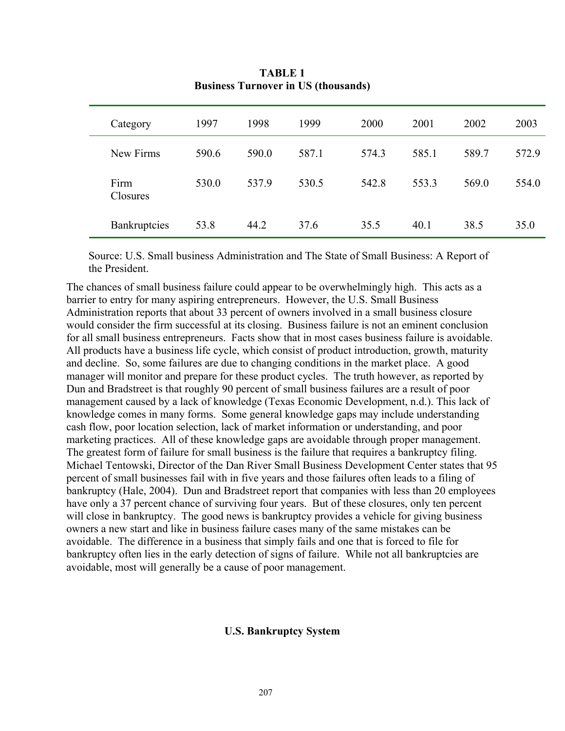**TABLE 1**
**Business Turnover in US (thousands)**

| Category | 1997 | 1998 | 1999 | 2000 | 2001 | 2002 | 2003 |
|---|---|---|---|---|---|---|---|
| New Firms | 590.6 | 590.0 | 587.1 | 574.3 | 585.1 | 589.7 | 572.9 |
| Firm Closures | 530.0 | 537.9 | 530.5 | 542.8 | 553.3 | 569.0 | 554.0 |
| Bankruptcies | 53.8 | 44.2 | 37.6 | 35.5 | 40.1 | 38.5 | 35.0 |

Source: U.S. Small business Administration and The State of Small Business: A Report of the President.

The chances of small business failure could appear to be overwhelmingly high. This acts as a barrier to entry for many aspiring entrepreneurs. However, the U.S. Small Business Administration reports that about 33 percent of owners involved in a small business closure would consider the firm successful at its closing. Business failure is not an eminent conclusion for all small business entrepreneurs. Facts show that in most cases business failure is avoidable. All products have a business life cycle, which consist of product introduction, growth, maturity and decline. So, some failures are due to changing conditions in the market place. A good manager will monitor and prepare for these product cycles. The truth however, as reported by Dun and Bradstreet is that roughly 90 percent of small business failures are a result of poor management caused by a lack of knowledge (Texas Economic Development, n.d.). This lack of knowledge comes in many forms. Some general knowledge gaps may include understanding cash flow, poor location selection, lack of market information or understanding, and poor marketing practices. All of these knowledge gaps are avoidable through proper management. The greatest form of failure for small business is the failure that requires a bankruptcy filing. Michael Tentowski, Director of the Dan River Small Business Development Center states that 95 percent of small businesses fail with in five years and those failures often leads to a filing of bankruptcy (Hale, 2004). Dun and Bradstreet report that companies with less than 20 employees have only a 37 percent chance of surviving four years. But of these closures, only ten percent will close in bankruptcy. The good news is bankruptcy provides a vehicle for giving business owners a new start and like in business failure cases many of the same mistakes can be avoidable. The difference in a business that simply fails and one that is forced to file for bankruptcy often lies in the early detection of signs of failure. While not all bankruptcies are avoidable, most will generally be a cause of poor management.

## U.S. Bankruptcy System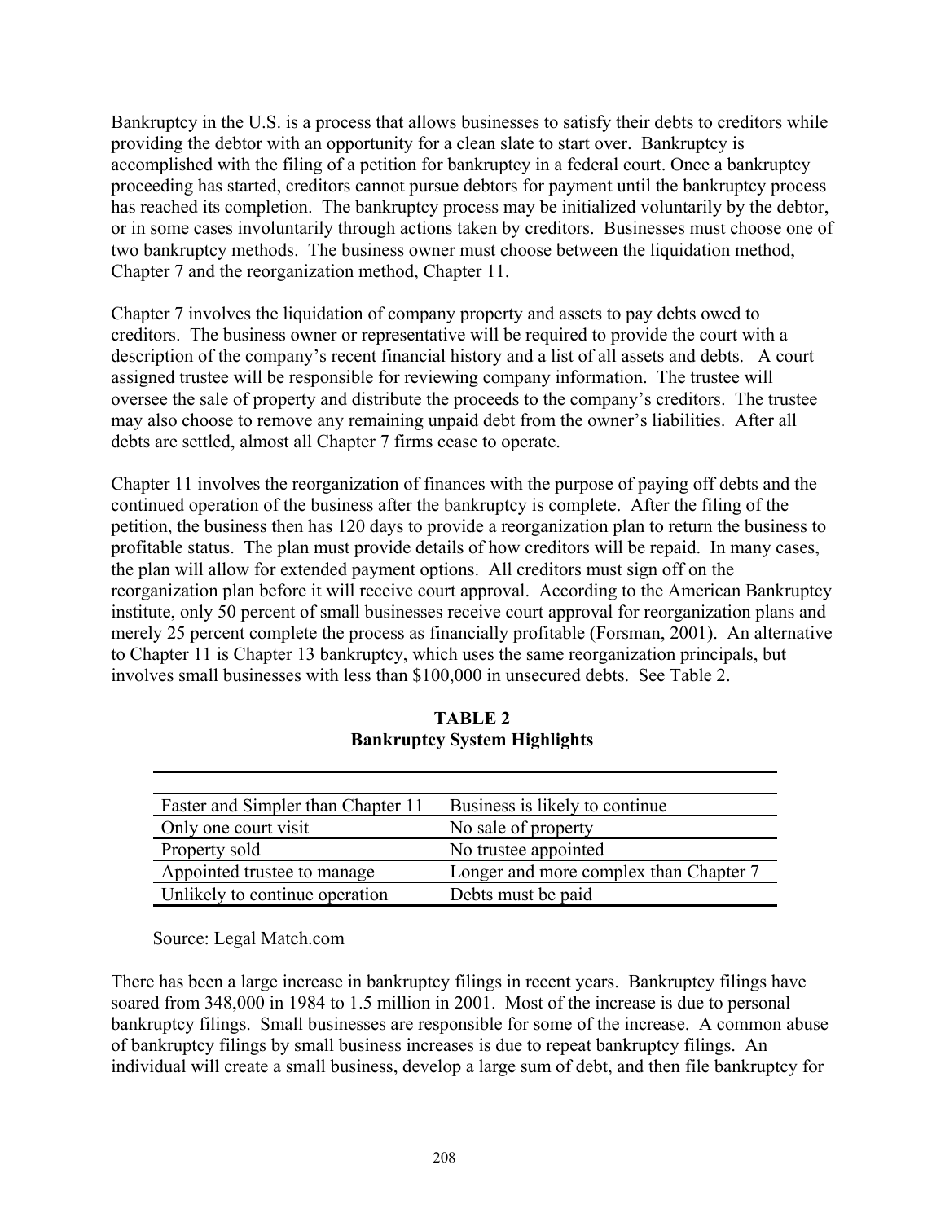Bankruptcy in the U.S. is a process that allows businesses to satisfy their debts to creditors while providing the debtor with an opportunity for a clean slate to start over. Bankruptcy is accomplished with the filing of a petition for bankruptcy in a federal court. Once a bankruptcy proceeding has started, creditors cannot pursue debtors for payment until the bankruptcy process has reached its completion. The bankruptcy process may be initialized voluntarily by the debtor, or in some cases involuntarily through actions taken by creditors. Businesses must choose one of two bankruptcy methods. The business owner must choose between the liquidation method, Chapter 7 and the reorganization method, Chapter 11.

Chapter 7 involves the liquidation of company property and assets to pay debts owed to creditors. The business owner or representative will be required to provide the court with a description of the company's recent financial history and a list of all assets and debts. A court assigned trustee will be responsible for reviewing company information. The trustee will oversee the sale of property and distribute the proceeds to the company's creditors. The trustee may also choose to remove any remaining unpaid debt from the owner's liabilities. After all debts are settled, almost all Chapter 7 firms cease to operate.

Chapter 11 involves the reorganization of finances with the purpose of paying off debts and the continued operation of the business after the bankruptcy is complete. After the filing of the petition, the business then has 120 days to provide a reorganization plan to return the business to profitable status. The plan must provide details of how creditors will be repaid. In many cases, the plan will allow for extended payment options. All creditors must sign off on the reorganization plan before it will receive court approval. According to the American Bankruptcy institute, only 50 percent of small businesses receive court approval for reorganization plans and merely 25 percent complete the process as financially profitable (Forsman, 2001). An alternative to Chapter 11 is Chapter 13 bankruptcy, which uses the same reorganization principals, but involves small businesses with less than $100,000 in unsecured debts. See Table 2.

**TABLE 2**
**Bankruptcy System Highlights**

| | |
|---|---|
| Faster and Simpler than Chapter 11 | Business is likely to continue |
| Only one court visit | No sale of property |
| Property sold | No trustee appointed |
| Appointed trustee to manage | Longer and more complex than Chapter 7 |
| Unlikely to continue operation | Debts must be paid |

Source: Legal Match.com

There has been a large increase in bankruptcy filings in recent years. Bankruptcy filings have soared from 348,000 in 1984 to 1.5 million in 2001. Most of the increase is due to personal bankruptcy filings. Small businesses are responsible for some of the increase. A common abuse of bankruptcy filings by small business increases is due to repeat bankruptcy filings. An individual will create a small business, develop a large sum of debt, and then file bankruptcy for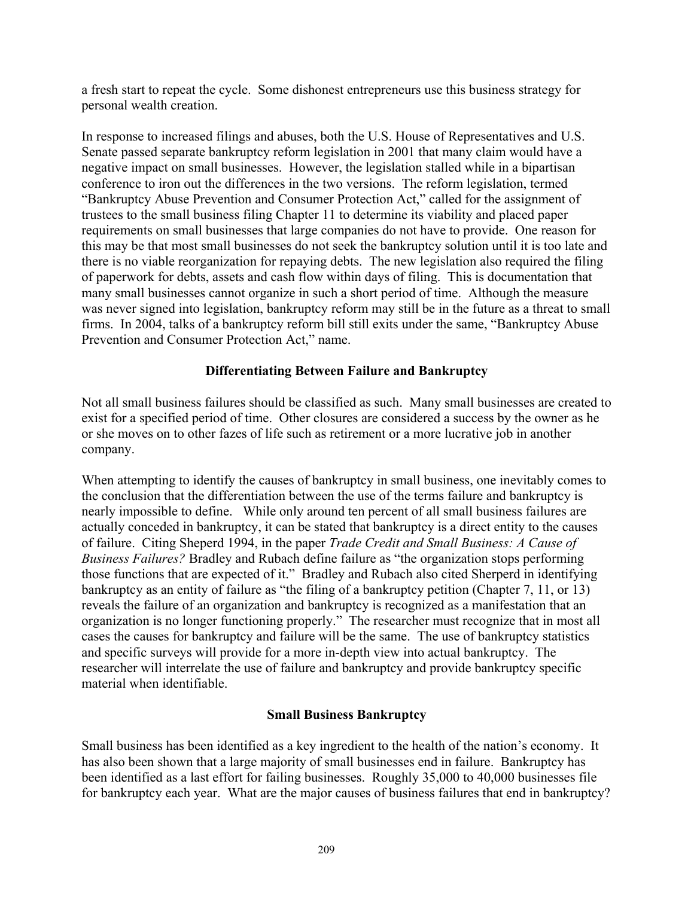a fresh start to repeat the cycle. Some dishonest entrepreneurs use this business strategy for personal wealth creation.

In response to increased filings and abuses, both the U.S. House of Representatives and U.S. Senate passed separate bankruptcy reform legislation in 2001 that many claim would have a negative impact on small businesses. However, the legislation stalled while in a bipartisan conference to iron out the differences in the two versions. The reform legislation, termed "Bankruptcy Abuse Prevention and Consumer Protection Act," called for the assignment of trustees to the small business filing Chapter 11 to determine its viability and placed paper requirements on small businesses that large companies do not have to provide. One reason for this may be that most small businesses do not seek the bankruptcy solution until it is too late and there is no viable reorganization for repaying debts. The new legislation also required the filing of paperwork for debts, assets and cash flow within days of filing. This is documentation that many small businesses cannot organize in such a short period of time. Although the measure was never signed into legislation, bankruptcy reform may still be in the future as a threat to small firms. In 2004, talks of a bankruptcy reform bill still exits under the same, "Bankruptcy Abuse Prevention and Consumer Protection Act," name.

## Differentiating Between Failure and Bankruptcy

Not all small business failures should be classified as such. Many small businesses are created to exist for a specified period of time. Other closures are considered a success by the owner as he or she moves on to other fazes of life such as retirement or a more lucrative job in another company.

When attempting to identify the causes of bankruptcy in small business, one inevitably comes to the conclusion that the differentiation between the use of the terms failure and bankruptcy is nearly impossible to define. While only around ten percent of all small business failures are actually conceded in bankruptcy, it can be stated that bankruptcy is a direct entity to the causes of failure. Citing Sheperd 1994, in the paper *Trade Credit and Small Business: A Cause of Business Failures?* Bradley and Rubach define failure as "the organization stops performing those functions that are expected of it." Bradley and Rubach also cited Sherperd in identifying bankruptcy as an entity of failure as "the filing of a bankruptcy petition (Chapter 7, 11, or 13) reveals the failure of an organization and bankruptcy is recognized as a manifestation that an organization is no longer functioning properly." The researcher must recognize that in most all cases the causes for bankruptcy and failure will be the same. The use of bankruptcy statistics and specific surveys will provide for a more in-depth view into actual bankruptcy. The researcher will interrelate the use of failure and bankruptcy and provide bankruptcy specific material when identifiable.

## Small Business Bankruptcy

Small business has been identified as a key ingredient to the health of the nation's economy. It has also been shown that a large majority of small businesses end in failure. Bankruptcy has been identified as a last effort for failing businesses. Roughly 35,000 to 40,000 businesses file for bankruptcy each year. What are the major causes of business failures that end in bankruptcy?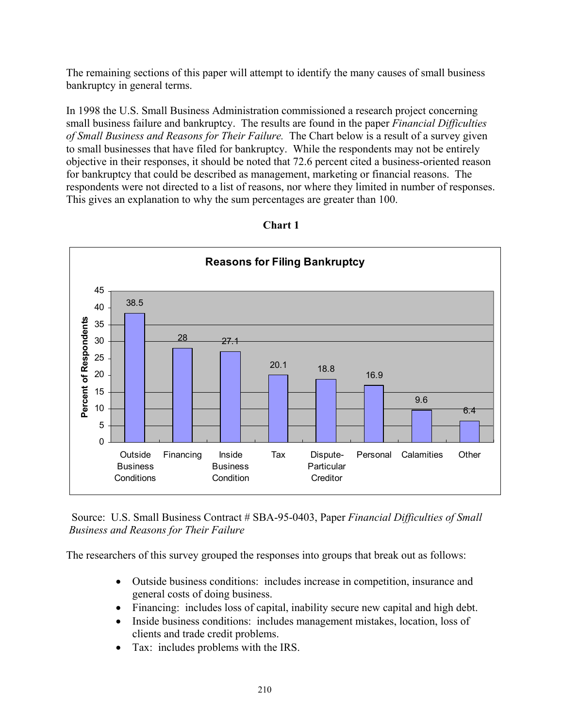The remaining sections of this paper will attempt to identify the many causes of small business bankruptcy in general terms.

In 1998 the U.S. Small Business Administration commissioned a research project concerning small business failure and bankruptcy. The results are found in the paper *Financial Difficulties of Small Business and Reasons for Their Failure.* The Chart below is a result of a survey given to small businesses that have filed for bankruptcy. While the respondents may not be entirely objective in their responses, it should be noted that 72.6 percent cited a business-oriented reason for bankruptcy that could be described as management, marketing or financial reasons. The respondents were not directed to a list of reasons, nor where they limited in number of responses. This gives an explanation to why the sum percentages are greater than 100.

**Chart 1**

**Reasons for Filing Bankruptcy**

| Reason | Percent of Respondents |
| --- | --- |
| Outside Business Conditions | 38.5 |
| Financing | 28 |
| Inside Business Condition | 27.1 |
| Tax | 20.1 |
| Dispute-Particular Creditor | 18.8 |
| Personal | 16.9 |
| Calamities | 9.6 |
| Other | 6.4 |

Source: U.S. Small Business Contract # SBA-95-0403, Paper *Financial Difficulties of Small Business and Reasons for Their Failure*

The researchers of this survey grouped the responses into groups that break out as follows:

- Outside business conditions: includes increase in competition, insurance and general costs of doing business.
- Financing: includes loss of capital, inability secure new capital and high debt.
- Inside business conditions: includes management mistakes, location, loss of clients and trade credit problems.
- Tax: includes problems with the IRS.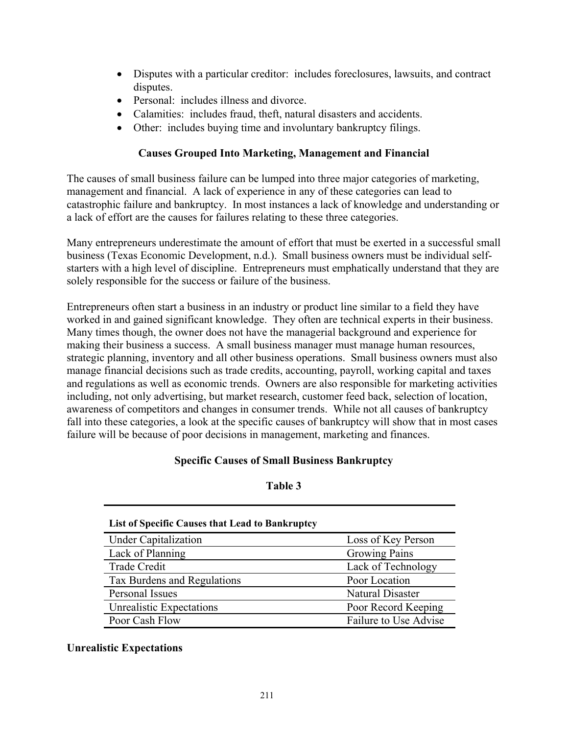- Disputes with a particular creditor: includes foreclosures, lawsuits, and contract disputes.
- Personal: includes illness and divorce.
- Calamities: includes fraud, theft, natural disasters and accidents.
- Other: includes buying time and involuntary bankruptcy filings.

### Causes Grouped Into Marketing, Management and Financial

The causes of small business failure can be lumped into three major categories of marketing, management and financial. A lack of experience in any of these categories can lead to catastrophic failure and bankruptcy. In most instances a lack of knowledge and understanding or a lack of effort are the causes for failures relating to these three categories.

Many entrepreneurs underestimate the amount of effort that must be exerted in a successful small business (Texas Economic Development, n.d.). Small business owners must be individual self-starters with a high level of discipline. Entrepreneurs must emphatically understand that they are solely responsible for the success or failure of the business.

Entrepreneurs often start a business in an industry or product line similar to a field they have worked in and gained significant knowledge. They often are technical experts in their business. Many times though, the owner does not have the managerial background and experience for making their business a success. A small business manager must manage human resources, strategic planning, inventory and all other business operations. Small business owners must also manage financial decisions such as trade credits, accounting, payroll, working capital and taxes and regulations as well as economic trends. Owners are also responsible for marketing activities including, not only advertising, but market research, customer feed back, selection of location, awareness of competitors and changes in consumer trends. While not all causes of bankruptcy fall into these categories, a look at the specific causes of bankruptcy will show that in most cases failure will be because of poor decisions in management, marketing and finances.

### Specific Causes of Small Business Bankruptcy

**Table 3**

| **List of Specific Causes that Lead to Bankruptcy** | |
|---|---|
| Under Capitalization | Loss of Key Person |
| Lack of Planning | Growing Pains |
| Trade Credit | Lack of Technology |
| Tax Burdens and Regulations | Poor Location |
| Personal Issues | Natural Disaster |
| Unrealistic Expectations | Poor Record Keeping |
| Poor Cash Flow | Failure to Use Advise |

**Unrealistic Expectations**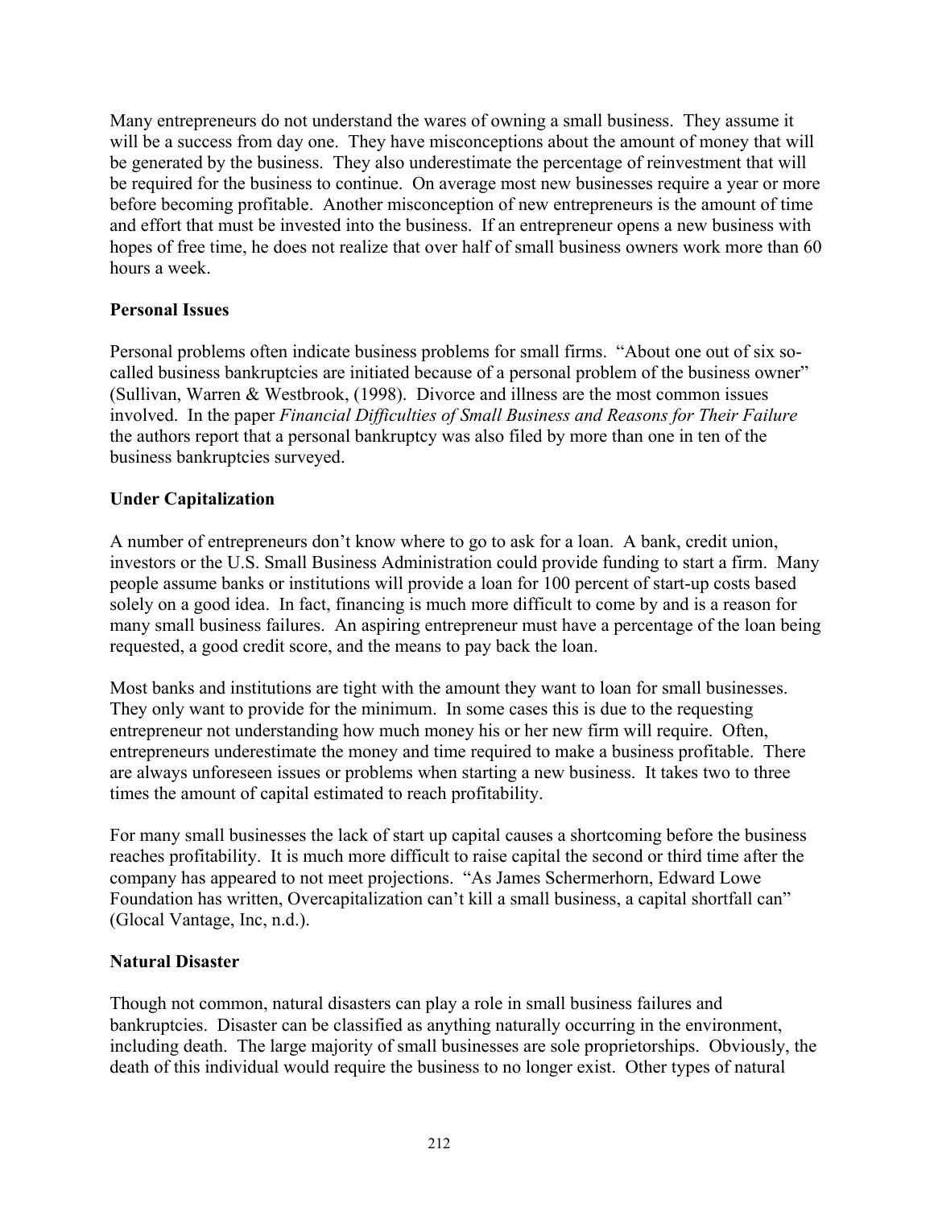Many entrepreneurs do not understand the wares of owning a small business. They assume it will be a success from day one. They have misconceptions about the amount of money that will be generated by the business. They also underestimate the percentage of reinvestment that will be required for the business to continue. On average most new businesses require a year or more before becoming profitable. Another misconception of new entrepreneurs is the amount of time and effort that must be invested into the business. If an entrepreneur opens a new business with hopes of free time, he does not realize that over half of small business owners work more than 60 hours a week.

**Personal Issues**

Personal problems often indicate business problems for small firms. "About one out of six so-called business bankruptcies are initiated because of a personal problem of the business owner" (Sullivan, Warren & Westbrook, (1998). Divorce and illness are the most common issues involved. In the paper *Financial Difficulties of Small Business and Reasons for Their Failure* the authors report that a personal bankruptcy was also filed by more than one in ten of the business bankruptcies surveyed.

**Under Capitalization**

A number of entrepreneurs don't know where to go to ask for a loan. A bank, credit union, investors or the U.S. Small Business Administration could provide funding to start a firm. Many people assume banks or institutions will provide a loan for 100 percent of start-up costs based solely on a good idea. In fact, financing is much more difficult to come by and is a reason for many small business failures. An aspiring entrepreneur must have a percentage of the loan being requested, a good credit score, and the means to pay back the loan.

Most banks and institutions are tight with the amount they want to loan for small businesses. They only want to provide for the minimum. In some cases this is due to the requesting entrepreneur not understanding how much money his or her new firm will require. Often, entrepreneurs underestimate the money and time required to make a business profitable. There are always unforeseen issues or problems when starting a new business. It takes two to three times the amount of capital estimated to reach profitability.

For many small businesses the lack of start up capital causes a shortcoming before the business reaches profitability. It is much more difficult to raise capital the second or third time after the company has appeared to not meet projections. "As James Schermerhorn, Edward Lowe Foundation has written, Overcapitalization can't kill a small business, a capital shortfall can" (Glocal Vantage, Inc, n.d.).

**Natural Disaster**

Though not common, natural disasters can play a role in small business failures and bankruptcies. Disaster can be classified as anything naturally occurring in the environment, including death. The large majority of small businesses are sole proprietorships. Obviously, the death of this individual would require the business to no longer exist. Other types of natural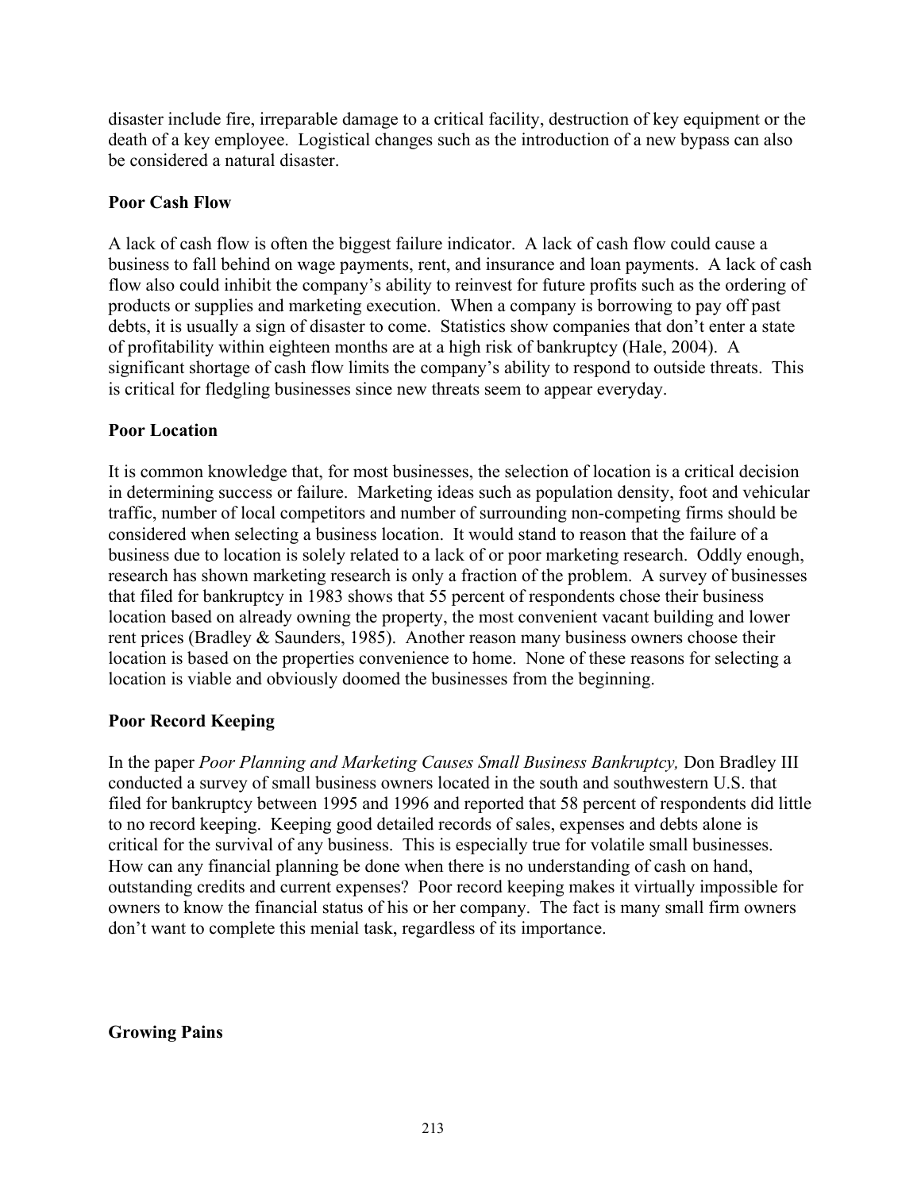disaster include fire, irreparable damage to a critical facility, destruction of key equipment or the death of a key employee. Logistical changes such as the introduction of a new bypass can also be considered a natural disaster.

**Poor Cash Flow**

A lack of cash flow is often the biggest failure indicator. A lack of cash flow could cause a business to fall behind on wage payments, rent, and insurance and loan payments. A lack of cash flow also could inhibit the company's ability to reinvest for future profits such as the ordering of products or supplies and marketing execution. When a company is borrowing to pay off past debts, it is usually a sign of disaster to come. Statistics show companies that don't enter a state of profitability within eighteen months are at a high risk of bankruptcy (Hale, 2004). A significant shortage of cash flow limits the company's ability to respond to outside threats. This is critical for fledgling businesses since new threats seem to appear everyday.

**Poor Location**

It is common knowledge that, for most businesses, the selection of location is a critical decision in determining success or failure. Marketing ideas such as population density, foot and vehicular traffic, number of local competitors and number of surrounding non-competing firms should be considered when selecting a business location. It would stand to reason that the failure of a business due to location is solely related to a lack of or poor marketing research. Oddly enough, research has shown marketing research is only a fraction of the problem. A survey of businesses that filed for bankruptcy in 1983 shows that 55 percent of respondents chose their business location based on already owning the property, the most convenient vacant building and lower rent prices (Bradley & Saunders, 1985). Another reason many business owners choose their location is based on the properties convenience to home. None of these reasons for selecting a location is viable and obviously doomed the businesses from the beginning.

**Poor Record Keeping**

In the paper *Poor Planning and Marketing Causes Small Business Bankruptcy,* Don Bradley III conducted a survey of small business owners located in the south and southwestern U.S. that filed for bankruptcy between 1995 and 1996 and reported that 58 percent of respondents did little to no record keeping. Keeping good detailed records of sales, expenses and debts alone is critical for the survival of any business. This is especially true for volatile small businesses. How can any financial planning be done when there is no understanding of cash on hand, outstanding credits and current expenses? Poor record keeping makes it virtually impossible for owners to know the financial status of his or her company. The fact is many small firm owners don't want to complete this menial task, regardless of its importance.

**Growing Pains**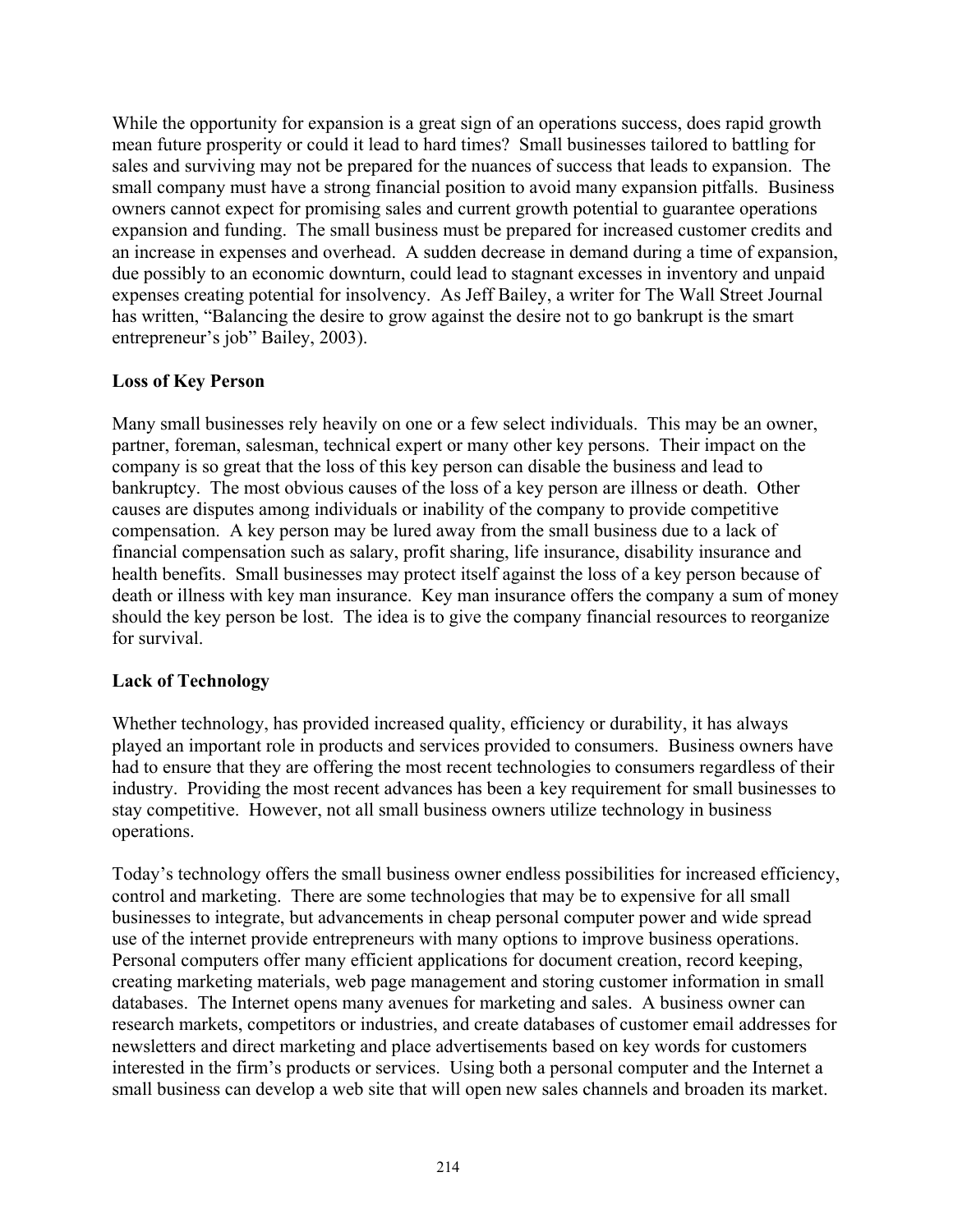While the opportunity for expansion is a great sign of an operations success, does rapid growth mean future prosperity or could it lead to hard times? Small businesses tailored to battling for sales and surviving may not be prepared for the nuances of success that leads to expansion. The small company must have a strong financial position to avoid many expansion pitfalls. Business owners cannot expect for promising sales and current growth potential to guarantee operations expansion and funding. The small business must be prepared for increased customer credits and an increase in expenses and overhead. A sudden decrease in demand during a time of expansion, due possibly to an economic downturn, could lead to stagnant excesses in inventory and unpaid expenses creating potential for insolvency. As Jeff Bailey, a writer for The Wall Street Journal has written, "Balancing the desire to grow against the desire not to go bankrupt is the smart entrepreneur's job" Bailey, 2003).

**Loss of Key Person**

Many small businesses rely heavily on one or a few select individuals. This may be an owner, partner, foreman, salesman, technical expert or many other key persons. Their impact on the company is so great that the loss of this key person can disable the business and lead to bankruptcy. The most obvious causes of the loss of a key person are illness or death. Other causes are disputes among individuals or inability of the company to provide competitive compensation. A key person may be lured away from the small business due to a lack of financial compensation such as salary, profit sharing, life insurance, disability insurance and health benefits. Small businesses may protect itself against the loss of a key person because of death or illness with key man insurance. Key man insurance offers the company a sum of money should the key person be lost. The idea is to give the company financial resources to reorganize for survival.

**Lack of Technology**

Whether technology, has provided increased quality, efficiency or durability, it has always played an important role in products and services provided to consumers. Business owners have had to ensure that they are offering the most recent technologies to consumers regardless of their industry. Providing the most recent advances has been a key requirement for small businesses to stay competitive. However, not all small business owners utilize technology in business operations.

Today's technology offers the small business owner endless possibilities for increased efficiency, control and marketing. There are some technologies that may be to expensive for all small businesses to integrate, but advancements in cheap personal computer power and wide spread use of the internet provide entrepreneurs with many options to improve business operations. Personal computers offer many efficient applications for document creation, record keeping, creating marketing materials, web page management and storing customer information in small databases. The Internet opens many avenues for marketing and sales. A business owner can research markets, competitors or industries, and create databases of customer email addresses for newsletters and direct marketing and place advertisements based on key words for customers interested in the firm's products or services. Using both a personal computer and the Internet a small business can develop a web site that will open new sales channels and broaden its market.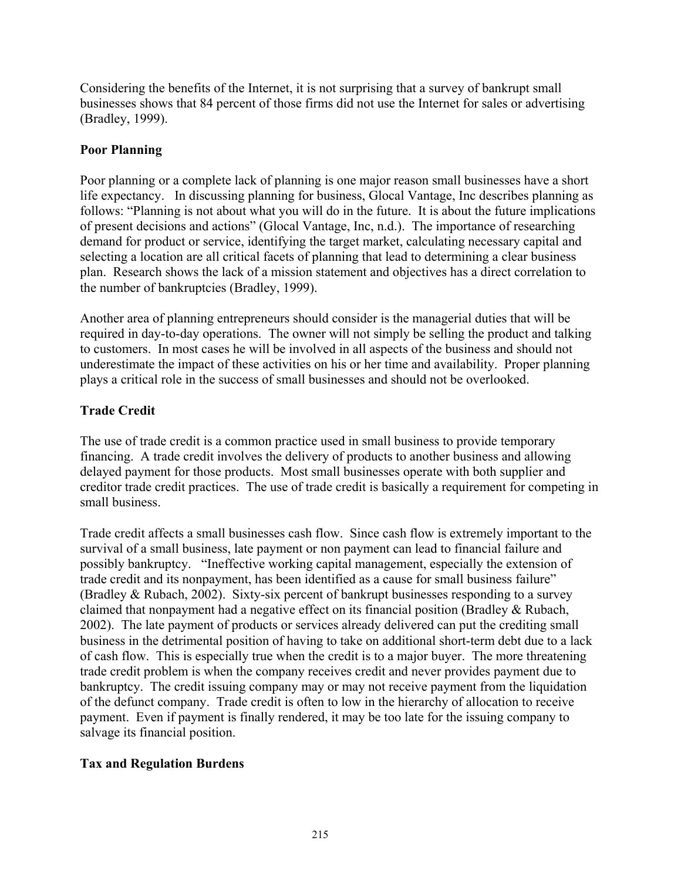Considering the benefits of the Internet, it is not surprising that a survey of bankrupt small businesses shows that 84 percent of those firms did not use the Internet for sales or advertising (Bradley, 1999).

## Poor Planning

Poor planning or a complete lack of planning is one major reason small businesses have a short life expectancy. In discussing planning for business, Glocal Vantage, Inc describes planning as follows: "Planning is not about what you will do in the future. It is about the future implications of present decisions and actions" (Glocal Vantage, Inc, n.d.). The importance of researching demand for product or service, identifying the target market, calculating necessary capital and selecting a location are all critical facets of planning that lead to determining a clear business plan. Research shows the lack of a mission statement and objectives has a direct correlation to the number of bankruptcies (Bradley, 1999).

Another area of planning entrepreneurs should consider is the managerial duties that will be required in day-to-day operations. The owner will not simply be selling the product and talking to customers. In most cases he will be involved in all aspects of the business and should not underestimate the impact of these activities on his or her time and availability. Proper planning plays a critical role in the success of small businesses and should not be overlooked.

## Trade Credit

The use of trade credit is a common practice used in small business to provide temporary financing. A trade credit involves the delivery of products to another business and allowing delayed payment for those products. Most small businesses operate with both supplier and creditor trade credit practices. The use of trade credit is basically a requirement for competing in small business.

Trade credit affects a small businesses cash flow. Since cash flow is extremely important to the survival of a small business, late payment or non payment can lead to financial failure and possibly bankruptcy. "Ineffective working capital management, especially the extension of trade credit and its nonpayment, has been identified as a cause for small business failure" (Bradley & Rubach, 2002). Sixty-six percent of bankrupt businesses responding to a survey claimed that nonpayment had a negative effect on its financial position (Bradley & Rubach, 2002). The late payment of products or services already delivered can put the crediting small business in the detrimental position of having to take on additional short-term debt due to a lack of cash flow. This is especially true when the credit is to a major buyer. The more threatening trade credit problem is when the company receives credit and never provides payment due to bankruptcy. The credit issuing company may or may not receive payment from the liquidation of the defunct company. Trade credit is often to low in the hierarchy of allocation to receive payment. Even if payment is finally rendered, it may be too late for the issuing company to salvage its financial position.

## Tax and Regulation Burdens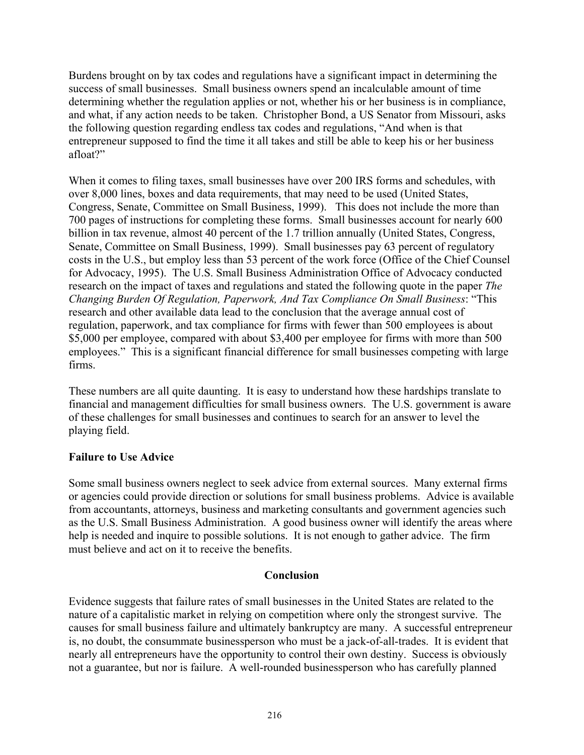Burdens brought on by tax codes and regulations have a significant impact in determining the success of small businesses. Small business owners spend an incalculable amount of time determining whether the regulation applies or not, whether his or her business is in compliance, and what, if any action needs to be taken. Christopher Bond, a US Senator from Missouri, asks the following question regarding endless tax codes and regulations, "And when is that entrepreneur supposed to find the time it all takes and still be able to keep his or her business afloat?"

When it comes to filing taxes, small businesses have over 200 IRS forms and schedules, with over 8,000 lines, boxes and data requirements, that may need to be used (United States, Congress, Senate, Committee on Small Business, 1999). This does not include the more than 700 pages of instructions for completing these forms. Small businesses account for nearly 600 billion in tax revenue, almost 40 percent of the 1.7 trillion annually (United States, Congress, Senate, Committee on Small Business, 1999). Small businesses pay 63 percent of regulatory costs in the U.S., but employ less than 53 percent of the work force (Office of the Chief Counsel for Advocacy, 1995). The U.S. Small Business Administration Office of Advocacy conducted research on the impact of taxes and regulations and stated the following quote in the paper *The Changing Burden Of Regulation, Paperwork, And Tax Compliance On Small Business*: "This research and other available data lead to the conclusion that the average annual cost of regulation, paperwork, and tax compliance for firms with fewer than 500 employees is about \$5,000 per employee, compared with about \$3,400 per employee for firms with more than 500 employees." This is a significant financial difference for small businesses competing with large firms.

These numbers are all quite daunting. It is easy to understand how these hardships translate to financial and management difficulties for small business owners. The U.S. government is aware of these challenges for small businesses and continues to search for an answer to level the playing field.

**Failure to Use Advice**

Some small business owners neglect to seek advice from external sources. Many external firms or agencies could provide direction or solutions for small business problems. Advice is available from accountants, attorneys, business and marketing consultants and government agencies such as the U.S. Small Business Administration. A good business owner will identify the areas where help is needed and inquire to possible solutions. It is not enough to gather advice. The firm must believe and act on it to receive the benefits.

## Conclusion

Evidence suggests that failure rates of small businesses in the United States are related to the nature of a capitalistic market in relying on competition where only the strongest survive. The causes for small business failure and ultimately bankruptcy are many. A successful entrepreneur is, no doubt, the consummate businessperson who must be a jack-of-all-trades. It is evident that nearly all entrepreneurs have the opportunity to control their own destiny. Success is obviously not a guarantee, but nor is failure. A well-rounded businessperson who has carefully planned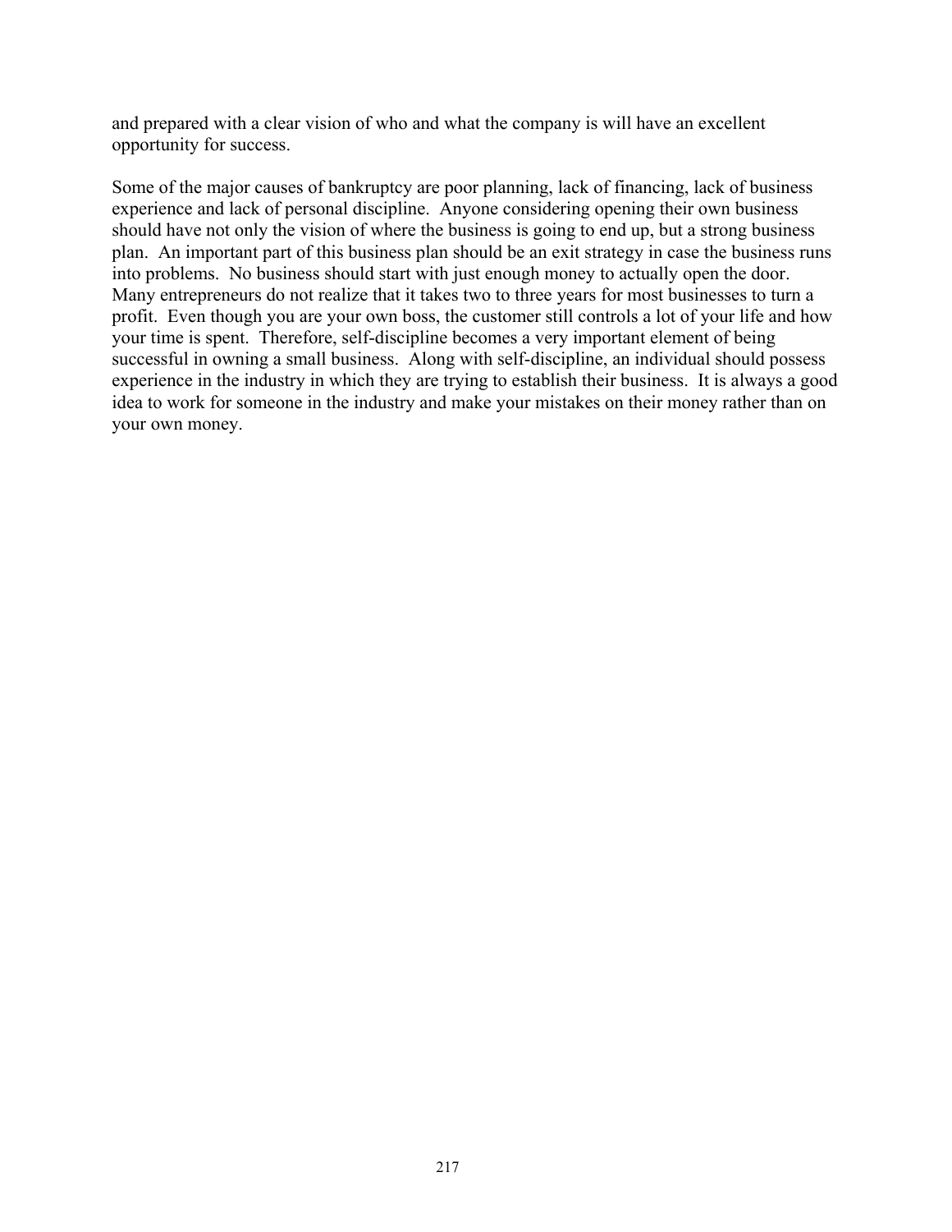and prepared with a clear vision of who and what the company is will have an excellent opportunity for success.

Some of the major causes of bankruptcy are poor planning, lack of financing, lack of business experience and lack of personal discipline. Anyone considering opening their own business should have not only the vision of where the business is going to end up, but a strong business plan. An important part of this business plan should be an exit strategy in case the business runs into problems. No business should start with just enough money to actually open the door. Many entrepreneurs do not realize that it takes two to three years for most businesses to turn a profit. Even though you are your own boss, the customer still controls a lot of your life and how your time is spent. Therefore, self-discipline becomes a very important element of being successful in owning a small business. Along with self-discipline, an individual should possess experience in the industry in which they are trying to establish their business. It is always a good idea to work for someone in the industry and make your mistakes on their money rather than on your own money.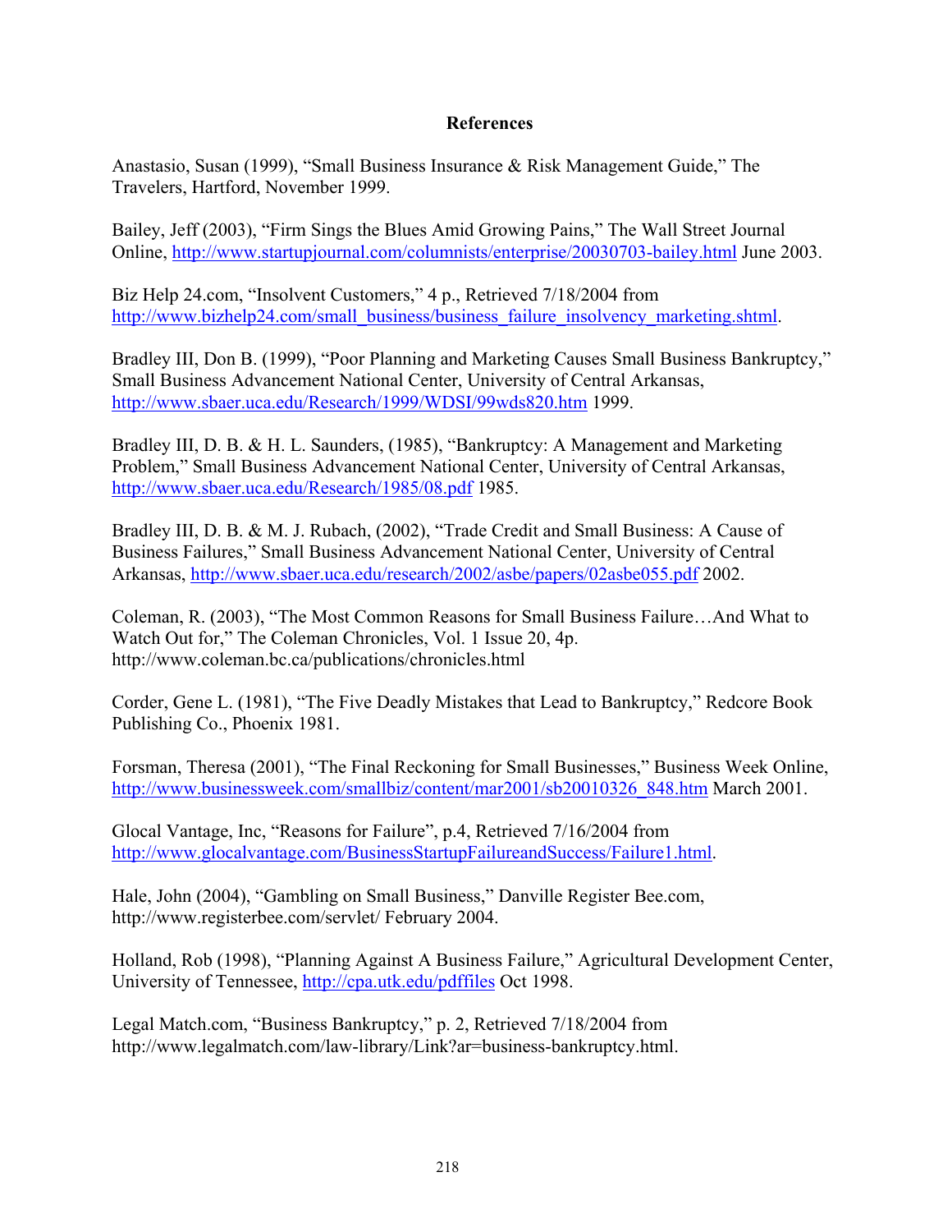## References

Anastasio, Susan (1999), "Small Business Insurance & Risk Management Guide," The Travelers, Hartford, November 1999.

Bailey, Jeff (2003), "Firm Sings the Blues Amid Growing Pains," The Wall Street Journal Online, http://www.startupjournal.com/columnists/enterprise/20030703-bailey.html June 2003.

Biz Help 24.com, "Insolvent Customers," 4 p., Retrieved 7/18/2004 from http://www.bizhelp24.com/small_business/business_failure_insolvency_marketing.shtml.

Bradley III, Don B. (1999), "Poor Planning and Marketing Causes Small Business Bankruptcy," Small Business Advancement National Center, University of Central Arkansas, http://www.sbaer.uca.edu/Research/1999/WDSI/99wds820.htm 1999.

Bradley III, D. B. & H. L. Saunders, (1985), "Bankruptcy: A Management and Marketing Problem," Small Business Advancement National Center, University of Central Arkansas, http://www.sbaer.uca.edu/Research/1985/08.pdf 1985.

Bradley III, D. B. & M. J. Rubach, (2002), "Trade Credit and Small Business: A Cause of Business Failures," Small Business Advancement National Center, University of Central Arkansas, http://www.sbaer.uca.edu/research/2002/asbe/papers/02asbe055.pdf 2002.

Coleman, R. (2003), "The Most Common Reasons for Small Business Failure…And What to Watch Out for," The Coleman Chronicles, Vol. 1 Issue 20, 4p. http://www.coleman.bc.ca/publications/chronicles.html

Corder, Gene L. (1981), "The Five Deadly Mistakes that Lead to Bankruptcy," Redcore Book Publishing Co., Phoenix 1981.

Forsman, Theresa (2001), "The Final Reckoning for Small Businesses," Business Week Online, http://www.businessweek.com/smallbiz/content/mar2001/sb20010326_848.htm March 2001.

Glocal Vantage, Inc, "Reasons for Failure", p.4, Retrieved 7/16/2004 from http://www.glocalvantage.com/BusinessStartupFailureandSuccess/Failure1.html.

Hale, John (2004), "Gambling on Small Business," Danville Register Bee.com, http://www.registerbee.com/servlet/ February 2004.

Holland, Rob (1998), "Planning Against A Business Failure," Agricultural Development Center, University of Tennessee, http://cpa.utk.edu/pdffiles Oct 1998.

Legal Match.com, "Business Bankruptcy," p. 2, Retrieved 7/18/2004 from http://www.legalmatch.com/law-library/Link?ar=business-bankruptcy.html.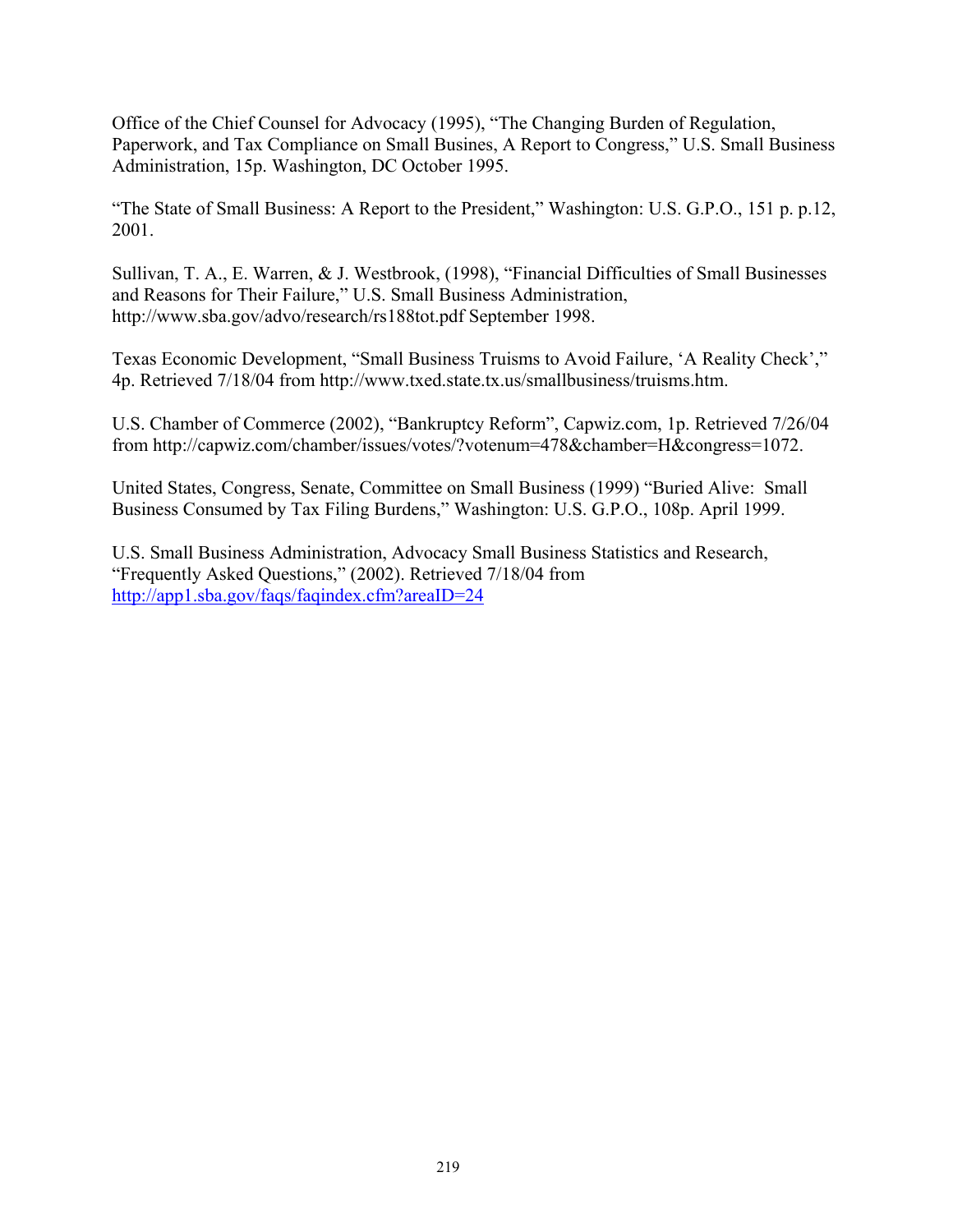Office of the Chief Counsel for Advocacy (1995), "The Changing Burden of Regulation, Paperwork, and Tax Compliance on Small Busines, A Report to Congress," U.S. Small Business Administration, 15p. Washington, DC October 1995.

"The State of Small Business: A Report to the President," Washington: U.S. G.P.O., 151 p. p.12, 2001.

Sullivan, T. A., E. Warren, & J. Westbrook, (1998), "Financial Difficulties of Small Businesses and Reasons for Their Failure," U.S. Small Business Administration, http://www.sba.gov/advo/research/rs188tot.pdf September 1998.

Texas Economic Development, "Small Business Truisms to Avoid Failure, 'A Reality Check'," 4p. Retrieved 7/18/04 from http://www.txed.state.tx.us/smallbusiness/truisms.htm.

U.S. Chamber of Commerce (2002), "Bankruptcy Reform", Capwiz.com, 1p. Retrieved 7/26/04 from http://capwiz.com/chamber/issues/votes/?votenum=478&chamber=H&congress=1072.

United States, Congress, Senate, Committee on Small Business (1999) "Buried Alive: Small Business Consumed by Tax Filing Burdens," Washington: U.S. G.P.O., 108p. April 1999.

U.S. Small Business Administration, Advocacy Small Business Statistics and Research, "Frequently Asked Questions," (2002). Retrieved 7/18/04 from http://app1.sba.gov/faqs/faqindex.cfm?areaID=24